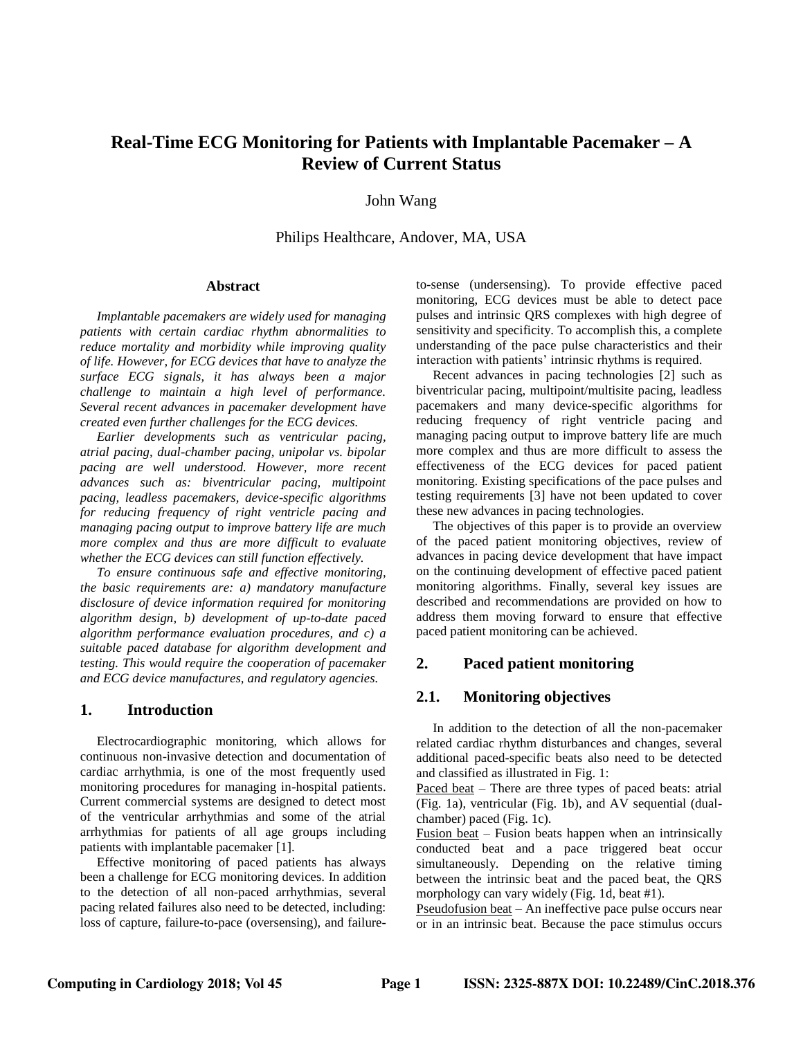# Real-Time ECG Monitoring for Patients with Implantable Pacemaker – A Review of Current Status

John Wang

Philips Healthcare, Andover, MA, USA

## Abstract

*Implantable pacemakers are widely used for managing patients with certain cardiac rhythm abnormalities to reduce mortality and morbidity while improving quality of life. However, for ECG devices that have to analyze the surface ECG signals, it has always been a major challenge to maintain a high level of performance. Several recent advances in pacemaker development have created even further challenges for the ECG devices.*

*Earlier developments such as ventricular pacing, atrial pacing, dual-chamber pacing, unipolar vs. bipolar pacing are well understood. However, more recent advances such as: biventricular pacing, multipoint pacing, leadless pacemakers, device-specific algorithms for reducing frequency of right ventricle pacing and managing pacing output to improve battery life are much more complex and thus are more difficult to evaluate whether the ECG devices can still function effectively.*

*To ensure continuous safe and effective monitoring, the basic requirements are: a) mandatory manufacture disclosure of device information required for monitoring algorithm design, b) development of up-to-date paced algorithm performance evaluation procedures, and c) a suitable paced database for algorithm development and testing. This would require the cooperation of pacemaker and ECG device manufactures, and regulatory agencies.*

## 1. Introduction

Electrocardiographic monitoring, which allows for continuous non-invasive detection and documentation of cardiac arrhythmia, is one of the most frequently used monitoring procedures for managing in-hospital patients. Current commercial systems are designed to detect most of the ventricular arrhythmias and some of the atrial arrhythmias for patients of all age groups including patients with implantable pacemaker [1].

Effective monitoring of paced patients has always been a challenge for ECG monitoring devices. In addition to the detection of all non-paced arrhythmias, several pacing related failures also need to be detected, including: loss of capture, failure-to-pace (oversensing), and failure-to-sense (undersensing). To provide effective paced monitoring, ECG devices must be able to detect pace pulses and intrinsic QRS complexes with high degree of sensitivity and specificity. To accomplish this, a complete understanding of the pace pulse characteristics and their interaction with patients' intrinsic rhythms is required.

Recent advances in pacing technologies [2] such as biventricular pacing, multipoint/multisite pacing, leadless pacemakers and many device-specific algorithms for reducing frequency of right ventricle pacing and managing pacing output to improve battery life are much more complex and thus are more difficult to assess the effectiveness of the ECG devices for paced patient monitoring. Existing specifications of the pace pulses and testing requirements [3] have not been updated to cover these new advances in pacing technologies.

The objectives of this paper is to provide an overview of the paced patient monitoring objectives, review of advances in pacing device development that have impact on the continuing development of effective paced patient monitoring algorithms. Finally, several key issues are described and recommendations are provided on how to address them moving forward to ensure that effective paced patient monitoring can be achieved.

## 2. Paced patient monitoring

### 2.1. Monitoring objectives

In addition to the detection of all the non-pacemaker related cardiac rhythm disturbances and changes, several additional paced-specific beats also need to be detected and classified as illustrated in Fig. 1:

Paced beat – There are three types of paced beats: atrial (Fig. 1a), ventricular (Fig. 1b), and AV sequential (dual-chamber) paced (Fig. 1c).

Fusion beat – Fusion beats happen when an intrinsically conducted beat and a pace triggered beat occur simultaneously. Depending on the relative timing between the intrinsic beat and the paced beat, the QRS morphology can vary widely (Fig. 1d, beat #1).

Pseudofusion beat – An ineffective pace pulse occurs near or in an intrinsic beat. Because the pace stimulus occurs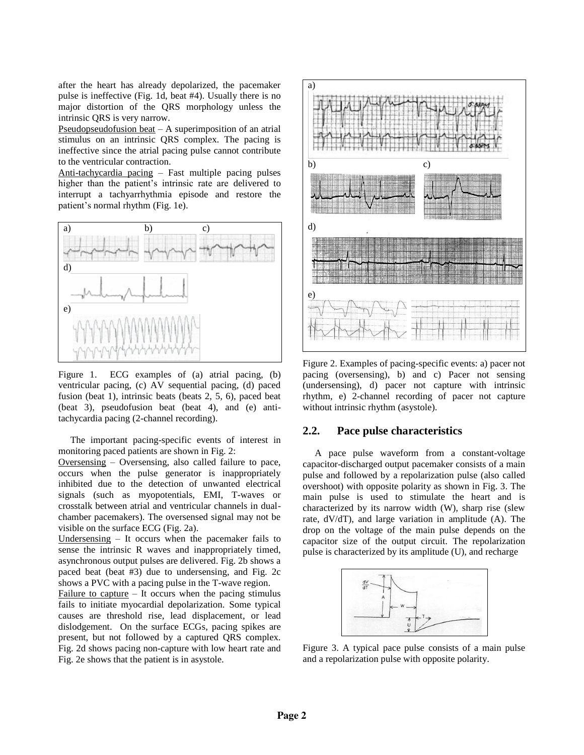after the heart has already depolarized, the pacemaker pulse is ineffective (Fig. 1d, beat #4). Usually there is no major distortion of the QRS morphology unless the intrinsic QRS is very narrow.

Pseudopseudofusion beat – A superimposition of an atrial stimulus on an intrinsic QRS complex. The pacing is ineffective since the atrial pacing pulse cannot contribute to the ventricular contraction.

Anti-tachycardia pacing – Fast multiple pacing pulses higher than the patient's intrinsic rate are delivered to interrupt a tachyarrhythmia episode and restore the patient's normal rhythm (Fig. 1e).

Figure 1. ECG examples of (a) atrial pacing, (b) ventricular pacing, (c) AV sequential pacing, (d) paced fusion (beat 1), intrinsic beats (beats 2, 5, 6), paced beat (beat 3), pseudofusion beat (beat 4), and (e) anti-tachycardia pacing (2-channel recording).

The important pacing-specific events of interest in monitoring paced patients are shown in Fig. 2:

Oversensing – Oversensing, also called failure to pace, occurs when the pulse generator is inappropriately inhibited due to the detection of unwanted electrical signals (such as myopotentials, EMI, T-waves or crosstalk between atrial and ventricular channels in dual-chamber pacemakers). The oversensed signal may not be visible on the surface ECG (Fig. 2a).

Undersensing – It occurs when the pacemaker fails to sense the intrinsic R waves and inappropriately timed, asynchronous output pulses are delivered. Fig. 2b shows a paced beat (beat #3) due to undersensing, and Fig. 2c shows a PVC with a pacing pulse in the T-wave region.

Failure to capture – It occurs when the pacing stimulus fails to initiate myocardial depolarization. Some typical causes are threshold rise, lead displacement, or lead dislodgement. On the surface ECGs, pacing spikes are present, but not followed by a captured QRS complex. Fig. 2d shows pacing non-capture with low heart rate and Fig. 2e shows that the patient is in asystole.

Figure 2. Examples of pacing-specific events: a) pacer not pacing (oversensing), b) and c) Pacer not sensing (undersensing), d) pacer not capture with intrinsic rhythm, e) 2-channel recording of pacer not capture without intrinsic rhythm (asystole).

## 2.2. Pace pulse characteristics

A pace pulse waveform from a constant-voltage capacitor-discharged output pacemaker consists of a main pulse and followed by a repolarization pulse (also called overshoot) with opposite polarity as shown in Fig. 3. The main pulse is used to stimulate the heart and is characterized by its narrow width (W), sharp rise (slew rate, dV/dT), and large variation in amplitude (A). The drop on the voltage of the main pulse depends on the capacitor size of the output circuit. The repolarization pulse is characterized by its amplitude (U), and recharge

Figure 3. A typical pace pulse consists of a main pulse and a repolarization pulse with opposite polarity.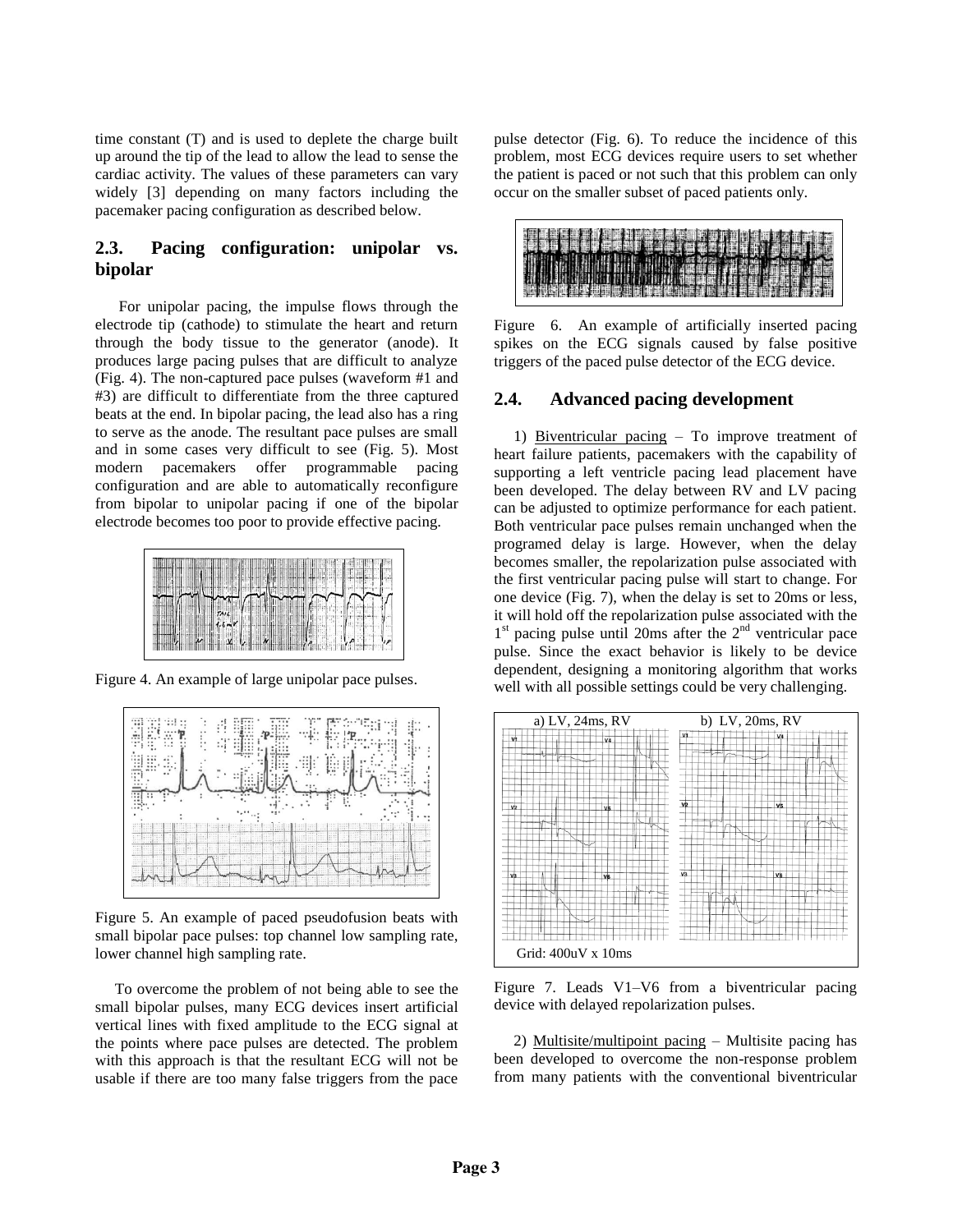time constant (T) and is used to deplete the charge built up around the tip of the lead to allow the lead to sense the cardiac activity. The values of these parameters can vary widely [3] depending on many factors including the pacemaker pacing configuration as described below.

## 2.3. Pacing configuration: unipolar vs. bipolar

For unipolar pacing, the impulse flows through the electrode tip (cathode) to stimulate the heart and return through the body tissue to the generator (anode). It produces large pacing pulses that are difficult to analyze (Fig. 4). The non-captured pace pulses (waveform #1 and #3) are difficult to differentiate from the three captured beats at the end. In bipolar pacing, the lead also has a ring to serve as the anode. The resultant pace pulses are small and in some cases very difficult to see (Fig. 5). Most modern pacemakers offer programmable pacing configuration and are able to automatically reconfigure from bipolar to unipolar pacing if one of the bipolar electrode becomes too poor to provide effective pacing.

Figure 4. An example of large unipolar pace pulses.

Figure 5. An example of paced pseudofusion beats with small bipolar pace pulses: top channel low sampling rate, lower channel high sampling rate.

To overcome the problem of not being able to see the small bipolar pulses, many ECG devices insert artificial vertical lines with fixed amplitude to the ECG signal at the points where pace pulses are detected. The problem with this approach is that the resultant ECG will not be usable if there are too many false triggers from the pace pulse detector (Fig. 6). To reduce the incidence of this problem, most ECG devices require users to set whether the patient is paced or not such that this problem can only occur on the smaller subset of paced patients only.

Figure 6. An example of artificially inserted pacing spikes on the ECG signals caused by false positive triggers of the paced pulse detector of the ECG device.

## 2.4. Advanced pacing development

1) Biventricular pacing – To improve treatment of heart failure patients, pacemakers with the capability of supporting a left ventricle pacing lead placement have been developed. The delay between RV and LV pacing can be adjusted to optimize performance for each patient. Both ventricular pace pulses remain unchanged when the programed delay is large. However, when the delay becomes smaller, the repolarization pulse associated with the first ventricular pacing pulse will start to change. For one device (Fig. 7), when the delay is set to 20ms or less, it will hold off the repolarization pulse associated with the 1st pacing pulse until 20ms after the 2nd ventricular pace pulse. Since the exact behavior is likely to be device dependent, designing a monitoring algorithm that works well with all possible settings could be very challenging.

a) LV, 24ms, RV b) LV, 20ms, RV

Grid: 400uV x 10ms

Figure 7. Leads V1–V6 from a biventricular pacing device with delayed repolarization pulses.

2) Multisite/multipoint pacing – Multisite pacing has been developed to overcome the non-response problem from many patients with the conventional biventricular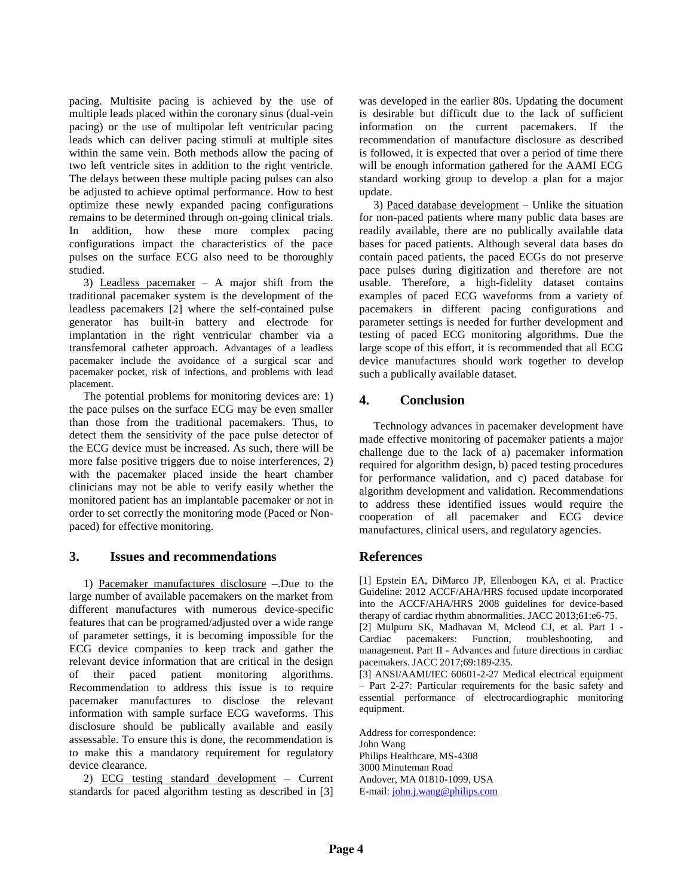pacing. Multisite pacing is achieved by the use of multiple leads placed within the coronary sinus (dual-vein pacing) or the use of multipolar left ventricular pacing leads which can deliver pacing stimuli at multiple sites within the same vein. Both methods allow the pacing of two left ventricle sites in addition to the right ventricle. The delays between these multiple pacing pulses can also be adjusted to achieve optimal performance. How to best optimize these newly expanded pacing configurations remains to be determined through on-going clinical trials. In addition, how these more complex pacing configurations impact the characteristics of the pace pulses on the surface ECG also need to be thoroughly studied.

3) Leadless pacemaker – A major shift from the traditional pacemaker system is the development of the leadless pacemakers [2] where the self-contained pulse generator has built-in battery and electrode for implantation in the right ventricular chamber via a transfemoral catheter approach. Advantages of a leadless pacemaker include the avoidance of a surgical scar and pacemaker pocket, risk of infections, and problems with lead placement.

The potential problems for monitoring devices are: 1) the pace pulses on the surface ECG may be even smaller than those from the traditional pacemakers. Thus, to detect them the sensitivity of the pace pulse detector of the ECG device must be increased. As such, there will be more false positive triggers due to noise interferences, 2) with the pacemaker placed inside the heart chamber clinicians may not be able to verify easily whether the monitored patient has an implantable pacemaker or not in order to set correctly the monitoring mode (Paced or Non-paced) for effective monitoring.

## 3. Issues and recommendations

1) Pacemaker manufactures disclosure –.Due to the large number of available pacemakers on the market from different manufactures with numerous device-specific features that can be programed/adjusted over a wide range of parameter settings, it is becoming impossible for the ECG device companies to keep track and gather the relevant device information that are critical in the design of their paced patient monitoring algorithms. Recommendation to address this issue is to require pacemaker manufactures to disclose the relevant information with sample surface ECG waveforms. This disclosure should be publically available and easily assessable. To ensure this is done, the recommendation is to make this a mandatory requirement for regulatory device clearance.

2) ECG testing standard development – Current standards for paced algorithm testing as described in [3] was developed in the earlier 80s. Updating the document is desirable but difficult due to the lack of sufficient information on the current pacemakers. If the recommendation of manufacture disclosure as described is followed, it is expected that over a period of time there will be enough information gathered for the AAMI ECG standard working group to develop a plan for a major update.

3) Paced database development – Unlike the situation for non-paced patients where many public data bases are readily available, there are no publically available data bases for paced patients. Although several data bases do contain paced patients, the paced ECGs do not preserve pace pulses during digitization and therefore are not usable. Therefore, a high-fidelity dataset contains examples of paced ECG waveforms from a variety of pacemakers in different pacing configurations and parameter settings is needed for further development and testing of paced ECG monitoring algorithms. Due the large scope of this effort, it is recommended that all ECG device manufactures should work together to develop such a publically available dataset.

## 4. Conclusion

Technology advances in pacemaker development have made effective monitoring of pacemaker patients a major challenge due to the lack of a) pacemaker information required for algorithm design, b) paced testing procedures for performance validation, and c) paced database for algorithm development and validation. Recommendations to address these identified issues would require the cooperation of all pacemaker and ECG device manufactures, clinical users, and regulatory agencies.

## References

[1] Epstein EA, DiMarco JP, Ellenbogen KA, et al. Practice Guideline: 2012 ACCF/AHA/HRS focused update incorporated into the ACCF/AHA/HRS 2008 guidelines for device-based therapy of cardiac rhythm abnormalities. JACC 2013;61:e6-75.

[2] Mulpuru SK, Madhavan M, Mcleod CJ, et al. Part I - Cardiac pacemakers: Function, troubleshooting, and management. Part II - Advances and future directions in cardiac pacemakers. JACC 2017;69:189-235.

[3] ANSI/AAMI/IEC 60601-2-27 Medical electrical equipment – Part 2-27: Particular requirements for the basic safety and essential performance of electrocardiographic monitoring equipment.

Address for correspondence:
John Wang
Philips Healthcare, MS-4308
3000 Minuteman Road
Andover, MA 01810-1099, USA
E-mail: john.j.wang@philips.com